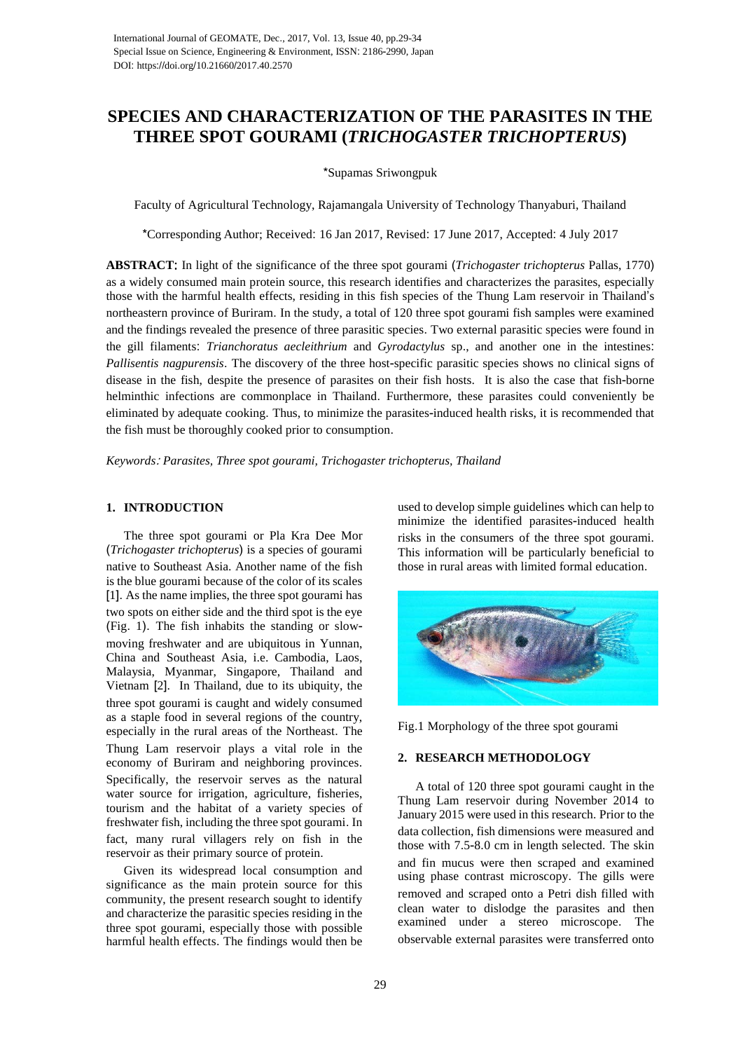# SPECIES AND CHARACTERIZATION OF THE PARASITES IN THE THREE SPOT GOURAMI (*TRICHOGASTER TRICHOPTERUS*)

*Supamas Sriwongpuk

Faculty of Agricultural Technology, Rajamangala University of Technology Thanyaburi, Thailand

*Corresponding Author; Received: 16 Jan 2017, Revised: 17 June 2017, Accepted: 4 July 2017

**ABSTRACT**: In light of the significance of the three spot gourami (*Trichogaster trichopterus* Pallas, 1770) as a widely consumed main protein source, this research identifies and characterizes the parasites, especially those with the harmful health effects, residing in this fish species of the Thung Lam reservoir in Thailand's northeastern province of Buriram. In the study, a total of 120 three spot gourami fish samples were examined and the findings revealed the presence of three parasitic species. Two external parasitic species were found in the gill filaments: *Trianchoratus aecleithrium* and *Gyrodactylus* sp., and another one in the intestines: *Pallisentis nagpurensis*. The discovery of the three host-specific parasitic species shows no clinical signs of disease in the fish, despite the presence of parasites on their fish hosts. It is also the case that fish-borne helminthic infections are commonplace in Thailand. Furthermore, these parasites could conveniently be eliminated by adequate cooking. Thus, to minimize the parasites-induced health risks, it is recommended that the fish must be thoroughly cooked prior to consumption.

*Keywords: Parasites, Three spot gourami, Trichogaster trichopterus, Thailand*

## 1. INTRODUCTION

The three spot gourami or Pla Kra Dee Mor (*Trichogaster trichopterus*) is a species of gourami native to Southeast Asia. Another name of the fish is the blue gourami because of the color of its scales [1]. As the name implies, the three spot gourami has two spots on either side and the third spot is the eye (Fig. 1). The fish inhabits the standing or slow-moving freshwater and are ubiquitous in Yunnan, China and Southeast Asia, i.e. Cambodia, Laos, Malaysia, Myanmar, Singapore, Thailand and Vietnam [2]. In Thailand, due to its ubiquity, the three spot gourami is caught and widely consumed as a staple food in several regions of the country, especially in the rural areas of the Northeast. The Thung Lam reservoir plays a vital role in the economy of Buriram and neighboring provinces. Specifically, the reservoir serves as the natural water source for irrigation, agriculture, fisheries, tourism and the habitat of a variety species of freshwater fish, including the three spot gourami. In fact, many rural villagers rely on fish in the reservoir as their primary source of protein.

Given its widespread local consumption and significance as the main protein source for this community, the present research sought to identify and characterize the parasitic species residing in the three spot gourami, especially those with possible harmful health effects. The findings would then be used to develop simple guidelines which can help to minimize the identified parasites-induced health risks in the consumers of the three spot gourami. This information will be particularly beneficial to those in rural areas with limited formal education.

Fig.1 Morphology of the three spot gourami

## 2. RESEARCH METHODOLOGY

A total of 120 three spot gourami caught in the Thung Lam reservoir during November 2014 to January 2015 were used in this research. Prior to the data collection, fish dimensions were measured and those with 7.5-8.0 cm in length selected. The skin and fin mucus were then scraped and examined using phase contrast microscopy. The gills were removed and scraped onto a Petri dish filled with clean water to dislodge the parasites and then examined under a stereo microscope. The observable external parasites were transferred onto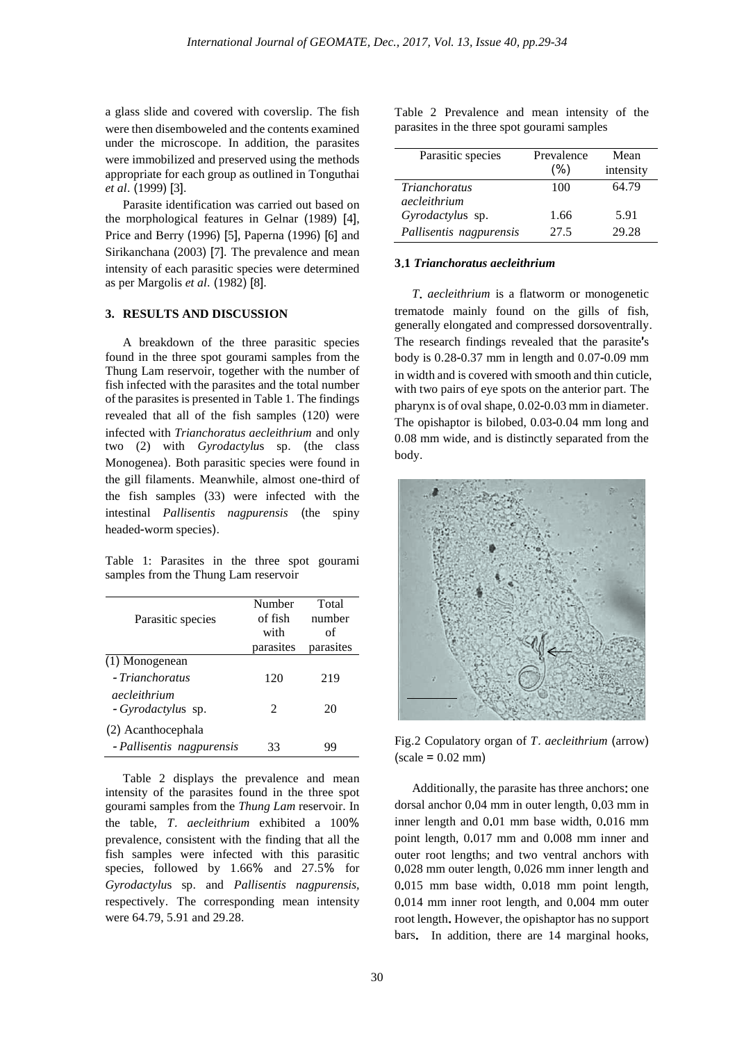a glass slide and covered with coverslip. The fish were then disemboweled and the contents examined under the microscope. In addition, the parasites were immobilized and preserved using the methods appropriate for each group as outlined in Tonguthai *et al*. (1999) [3].

Parasite identification was carried out based on the morphological features in Gelnar (1989) [4], Price and Berry (1996) [5], Paperna (1996) [6] and Sirikanchana (2003) [7]. The prevalence and mean intensity of each parasitic species were determined as per Margolis *et al*. (1982) [8].

## 3. RESULTS AND DISCUSSION

A breakdown of the three parasitic species found in the three spot gourami samples from the Thung Lam reservoir, together with the number of fish infected with the parasites and the total number of the parasites is presented in Table 1. The findings revealed that all of the fish samples (120) were infected with *Trianchoratus aecleithrium* and only two (2) with *Gyrodactylus* sp. (the class Monogenea). Both parasitic species were found in the gill filaments. Meanwhile, almost one-third of the fish samples (33) were infected with the intestinal *Pallisentis nagpurensis* (the spiny headed-worm species).

Table 1: Parasites in the three spot gourami samples from the Thung Lam reservoir

| Parasitic species | Number of fish with parasites | Total number of parasites |
|---|---|---|
| (1) Monogenean | | |
| - *Trianchoratus aecleithrium* | 120 | 219 |
| - *Gyrodactylus* sp. | 2 | 20 |
| (2) Acanthocephala | | |
| - *Pallisentis nagpurensis* | 33 | 99 |

Table 2 displays the prevalence and mean intensity of the parasites found in the three spot gourami samples from the *Thung Lam* reservoir. In the table, *T. aecleithrium* exhibited a 100% prevalence, consistent with the finding that all the fish samples were infected with this parasitic species, followed by 1.66% and 27.5% for *Gyrodactylus* sp. and *Pallisentis nagpurensis*, respectively. The corresponding mean intensity were 64.79, 5.91 and 29.28.

Table 2 Prevalence and mean intensity of the parasites in the three spot gourami samples

| Parasitic species | Prevalence (%) | Mean intensity |
|---|---|---|
| *Trianchoratus aecleithrium* | 100 | 64.79 |
| *Gyrodactylus* sp. | 1.66 | 5.91 |
| *Pallisentis nagpurensis* | 27.5 | 29.28 |

### 3.1 *Trianchoratus aecleithrium*

*T. aecleithrium* is a flatworm or monogenetic trematode mainly found on the gills of fish, generally elongated and compressed dorsoventrally. The research findings revealed that the parasite's body is 0.28-0.37 mm in length and 0.07-0.09 mm in width and is covered with smooth and thin cuticle, with two pairs of eye spots on the anterior part. The pharynx is of oval shape, 0.02-0.03 mm in diameter. The opishaptor is bilobed, 0.03-0.04 mm long and 0.08 mm wide, and is distinctly separated from the body.

Fig.2 Copulatory organ of *T. aecleithrium* (arrow) (scale = 0.02 mm)

Additionally, the parasite has three anchors: one dorsal anchor 0.04 mm in outer length, 0.03 mm in inner length and 0.01 mm base width, 0.016 mm point length, 0.017 mm and 0.008 mm inner and outer root lengths; and two ventral anchors with 0.028 mm outer length, 0.026 mm inner length and 0.015 mm base width, 0.018 mm point length, 0.014 mm inner root length, and 0.004 mm outer root length. However, the opishaptor has no support bars. In addition, there are 14 marginal hooks,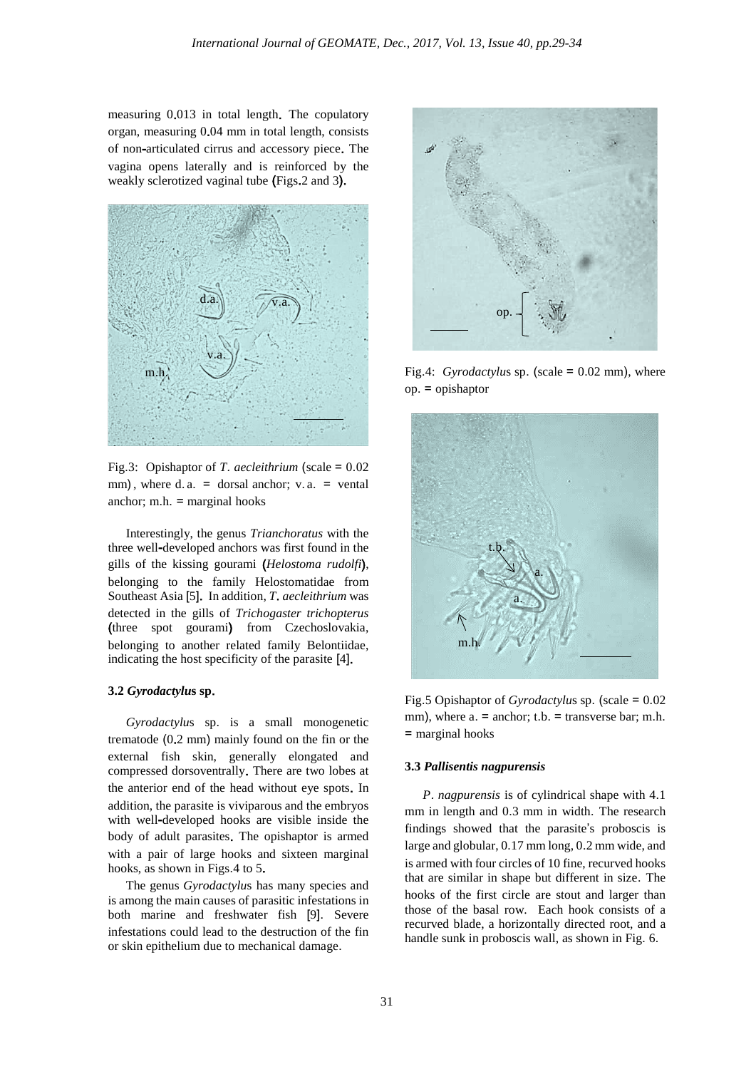measuring 0.013 in total length. The copulatory organ, measuring 0.04 mm in total length, consists of non-articulated cirrus and accessory piece. The vagina opens laterally and is reinforced by the weakly sclerotized vaginal tube (Figs.2 and 3).

Fig.3: Opishaptor of *T. aecleithrium* (scale = 0.02 mm), where d.a. = dorsal anchor; v.a. = vental anchor; m.h. = marginal hooks

Interestingly, the genus *Trianchoratus* with the three well-developed anchors was first found in the gills of the kissing gourami (*Helostoma rudolfi*), belonging to the family Helostomatidae from Southeast Asia [5]. In addition, *T. aecleithrium* was detected in the gills of *Trichogaster trichopterus* (three spot gourami) from Czechoslovakia, belonging to another related family Belontiidae, indicating the host specificity of the parasite [4].

### 3.2 *Gyrodactylus* sp.

*Gyrodactylus* sp. is a small monogenetic trematode (0.2 mm) mainly found on the fin or the external fish skin, generally elongated and compressed dorsoventrally. There are two lobes at the anterior end of the head without eye spots. In addition, the parasite is viviparous and the embryos with well-developed hooks are visible inside the body of adult parasites. The opishaptor is armed with a pair of large hooks and sixteen marginal hooks, as shown in Figs.4 to 5.

The genus *Gyrodactylus* has many species and is among the main causes of parasitic infestations in both marine and freshwater fish [9]. Severe infestations could lead to the destruction of the fin or skin epithelium due to mechanical damage.

Fig.4: *Gyrodactylus* sp. (scale = 0.02 mm), where op. = opishaptor

Fig.5 Opishaptor of *Gyrodactylus* sp. (scale = 0.02 mm), where a. = anchor; t.b. = transverse bar; m.h. = marginal hooks

### 3.3 *Pallisentis nagpurensis*

*P. nagpurensis* is of cylindrical shape with 4.1 mm in length and 0.3 mm in width. The research findings showed that the parasite's proboscis is large and globular, 0.17 mm long, 0.2 mm wide, and is armed with four circles of 10 fine, recurved hooks that are similar in shape but different in size. The hooks of the first circle are stout and larger than those of the basal row. Each hook consists of a recurved blade, a horizontally directed root, and a handle sunk in proboscis wall, as shown in Fig. 6.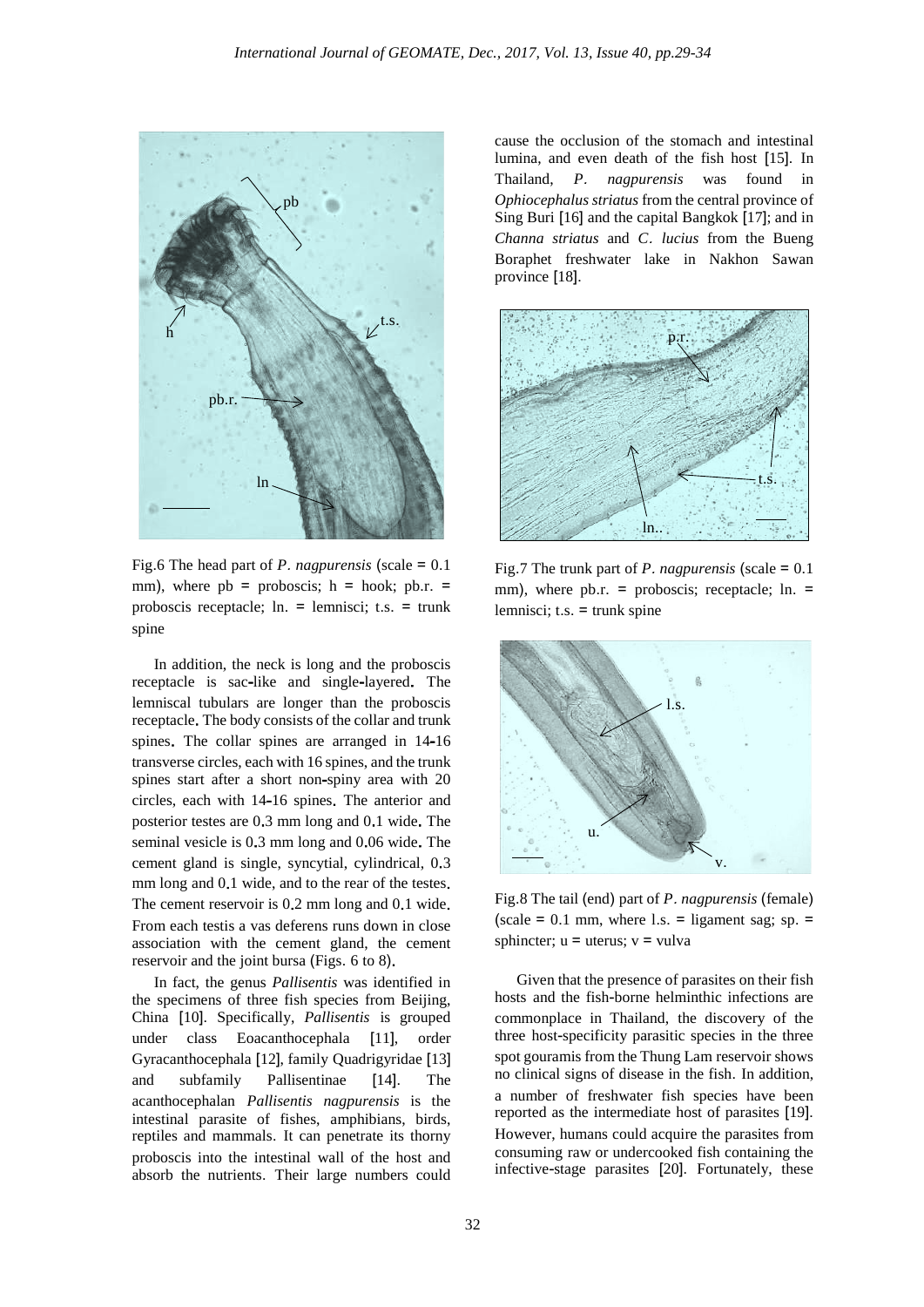Fig.6 The head part of *P. nagpurensis* (scale = 0.1 mm), where pb = proboscis; h = hook; pb.r. = proboscis receptacle; ln. = lemnisci; t.s. = trunk spine

In addition, the neck is long and the proboscis receptacle is sac-like and single-layered. The lemniscal tubulars are longer than the proboscis receptacle. The body consists of the collar and trunk spines. The collar spines are arranged in 14-16 transverse circles, each with 16 spines, and the trunk spines start after a short non-spiny area with 20 circles, each with 14-16 spines. The anterior and posterior testes are 0.3 mm long and 0.1 wide. The seminal vesicle is 0.3 mm long and 0.06 wide. The cement gland is single, syncytial, cylindrical, 0.3 mm long and 0.1 wide, and to the rear of the testes. The cement reservoir is 0.2 mm long and 0.1 wide. From each testis a vas deferens runs down in close association with the cement gland, the cement reservoir and the joint bursa (Figs. 6 to 8).

In fact, the genus *Pallisentis* was identified in the specimens of three fish species from Beijing, China [10]. Specifically, *Pallisentis* is grouped under class Eoacanthocephala [11], order Gyracanthocephala [12], family Quadrigyridae [13] and subfamily Pallisentinae [14]. The acanthocephalan *Pallisentis nagpurensis* is the intestinal parasite of fishes, amphibians, birds, reptiles and mammals. It can penetrate its thorny proboscis into the intestinal wall of the host and absorb the nutrients. Their large numbers could cause the occlusion of the stomach and intestinal lumina, and even death of the fish host [15]. In Thailand, *P. nagpurensis* was found in *Ophiocephalus striatus* from the central province of Sing Buri [16] and the capital Bangkok [17]; and in *Channa striatus* and *C. lucius* from the Bueng Boraphet freshwater lake in Nakhon Sawan province [18].

Fig.7 The trunk part of *P. nagpurensis* (scale = 0.1 mm), where pb.r. = proboscis; receptacle; ln. = lemnisci; t.s. = trunk spine

Fig.8 The tail (end) part of *P. nagpurensis* (female) (scale = 0.1 mm, where l.s. = ligament sag; sp. = sphincter; u = uterus; v = vulva

Given that the presence of parasites on their fish hosts and the fish-borne helminthic infections are commonplace in Thailand, the discovery of the three host-specificity parasitic species in the three spot gouramis from the Thung Lam reservoir shows no clinical signs of disease in the fish. In addition, a number of freshwater fish species have been reported as the intermediate host of parasites [19]. However, humans could acquire the parasites from consuming raw or undercooked fish containing the infective-stage parasites [20]. Fortunately, these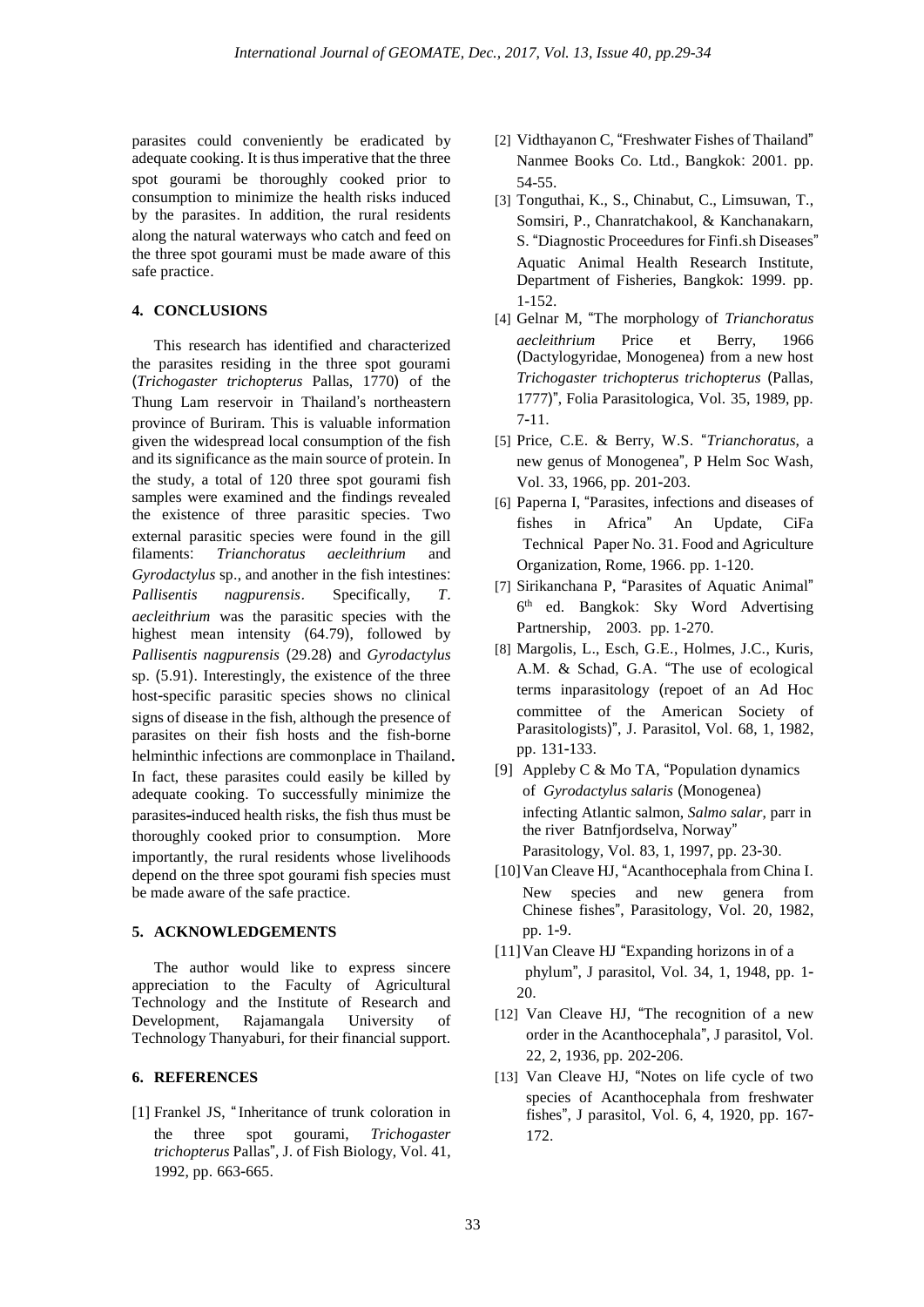parasites could conveniently be eradicated by adequate cooking. It is thus imperative that the three spot gourami be thoroughly cooked prior to consumption to minimize the health risks induced by the parasites. In addition, the rural residents along the natural waterways who catch and feed on the three spot gourami must be made aware of this safe practice.

## 4. CONCLUSIONS

This research has identified and characterized the parasites residing in the three spot gourami (*Trichogaster trichopterus* Pallas, 1770) of the Thung Lam reservoir in Thailand's northeastern province of Buriram. This is valuable information given the widespread local consumption of the fish and its significance as the main source of protein. In the study, a total of 120 three spot gourami fish samples were examined and the findings revealed the existence of three parasitic species. Two external parasitic species were found in the gill filaments: *Trianchoratus aecleithrium* and *Gyrodactylus* sp., and another in the fish intestines: *Pallisentis nagpurensis*. Specifically, *T. aecleithrium* was the parasitic species with the highest mean intensity (64.79), followed by *Pallisentis nagpurensis* (29.28) and *Gyrodactylus* sp. (5.91). Interestingly, the existence of the three host-specific parasitic species shows no clinical signs of disease in the fish, although the presence of parasites on their fish hosts and the fish-borne helminthic infections are commonplace in Thailand. In fact, these parasites could easily be killed by adequate cooking. To successfully minimize the parasites-induced health risks, the fish thus must be thoroughly cooked prior to consumption. More importantly, the rural residents whose livelihoods depend on the three spot gourami fish species must be made aware of the safe practice.

## 5. ACKNOWLEDGEMENTS

The author would like to express sincere appreciation to the Faculty of Agricultural Technology and the Institute of Research and Development, Rajamangala University of Technology Thanyaburi, for their financial support.

## 6. REFERENCES

[1] Frankel JS, "Inheritance of trunk coloration in the three spot gourami, *Trichogaster trichopterus* Pallas", J. of Fish Biology, Vol. 41, 1992, pp. 663-665.

[2] Vidthayanon C, "Freshwater Fishes of Thailand" Nanmee Books Co. Ltd., Bangkok: 2001. pp. 54-55.

[3] Tonguthai, K., S., Chinabut, C., Limsuwan, T., Somsiri, P., Chanratchakool, & Kanchanakarn, S. "Diagnostic Proceedures for Finfi.sh Diseases" Aquatic Animal Health Research Institute, Department of Fisheries, Bangkok: 1999. pp. 1-152.

[4] Gelnar M, "The morphology of *Trianchoratus aecleithrium* Price et Berry, 1966 (Dactylogyridae, Monogenea) from a new host *Trichogaster trichopterus trichopterus* (Pallas, 1777)", Folia Parasitologica, Vol. 35, 1989, pp. 7-11.

[5] Price, C.E. & Berry, W.S. "*Trianchoratus*, a new genus of Monogenea", P Helm Soc Wash, Vol. 33, 1966, pp. 201-203.

[6] Paperna I, "Parasites, infections and diseases of fishes in Africa" An Update, CiFa Technical Paper No. 31. Food and Agriculture Organization, Rome, 1966. pp. 1-120.

[7] Sirikanchana P, "Parasites of Aquatic Animal" 6th ed. Bangkok: Sky Word Advertising Partnership, 2003. pp. 1-270.

[8] Margolis, L., Esch, G.E., Holmes, J.C., Kuris, A.M. & Schad, G.A. "The use of ecological terms inparasitology (repoet of an Ad Hoc committee of the American Society of Parasitologists)", J. Parasitol, Vol. 68, 1, 1982, pp. 131-133.

[9] Appleby C & Mo TA, "Population dynamics of *Gyrodactylus salaris* (Monogenea) infecting Atlantic salmon, *Salmo salar*, parr in the river Batnfjordselva, Norway" Parasitology, Vol. 83, 1, 1997, pp. 23-30.

[10] Van Cleave HJ, "Acanthocephala from China I. New species and new genera from Chinese fishes", Parasitology, Vol. 20, 1982, pp. 1-9.

[11] Van Cleave HJ "Expanding horizons in of a phylum", J parasitol, Vol. 34, 1, 1948, pp. 1-20.

[12] Van Cleave HJ, "The recognition of a new order in the Acanthocephala", J parasitol, Vol. 22, 2, 1936, pp. 202-206.

[13] Van Cleave HJ, "Notes on life cycle of two species of Acanthocephala from freshwater fishes", J parasitol, Vol. 6, 4, 1920, pp. 167-172.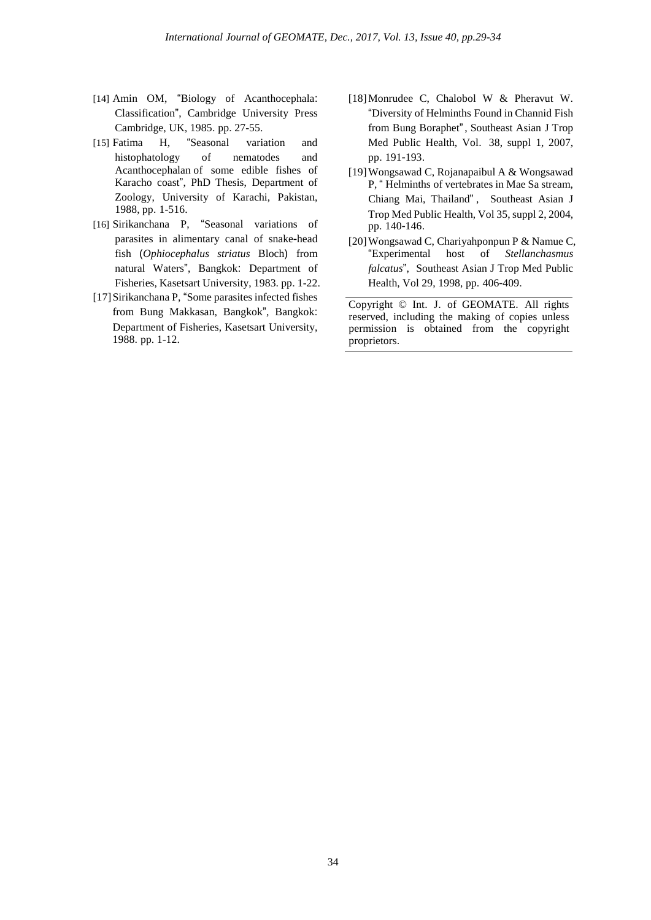[14] Amin OM, "Biology of Acanthocephala: Classification", Cambridge University Press Cambridge, UK, 1985. pp. 27-55.

[15] Fatima H, "Seasonal variation and histophatology of nematodes and Acanthocephalan of some edible fishes of Karacho coast", PhD Thesis, Department of Zoology, University of Karachi, Pakistan, 1988, pp. 1-516.

[16] Sirikanchana P, "Seasonal variations of parasites in alimentary canal of snake-head fish (*Ophiocephalus striatus* Bloch) from natural Waters", Bangkok: Department of Fisheries, Kasetsart University, 1983. pp. 1-22.

[17] Sirikanchana P, "Some parasites infected fishes from Bung Makkasan, Bangkok", Bangkok: Department of Fisheries, Kasetsart University, 1988. pp. 1-12.

[18] Monrudee C, Chalobol W & Pheravut W. "Diversity of Helminths Found in Channid Fish from Bung Boraphet", Southeast Asian J Trop Med Public Health, Vol. 38, suppl 1, 2007, pp. 191-193.

[19] Wongsawad C, Rojanapaibul A & Wongsawad P, " Helminths of vertebrates in Mae Sa stream, Chiang Mai, Thailand", Southeast Asian J Trop Med Public Health, Vol 35, suppl 2, 2004, pp. 140-146.

[20] Wongsawad C, Chariyahponpun P & Namue C, "Experimental host of *Stellanchasmus falcatus*", Southeast Asian J Trop Med Public Health, Vol 29, 1998, pp. 406-409.

Copyright © Int. J. of GEOMATE. All rights reserved, including the making of copies unless permission is obtained from the copyright proprietors.